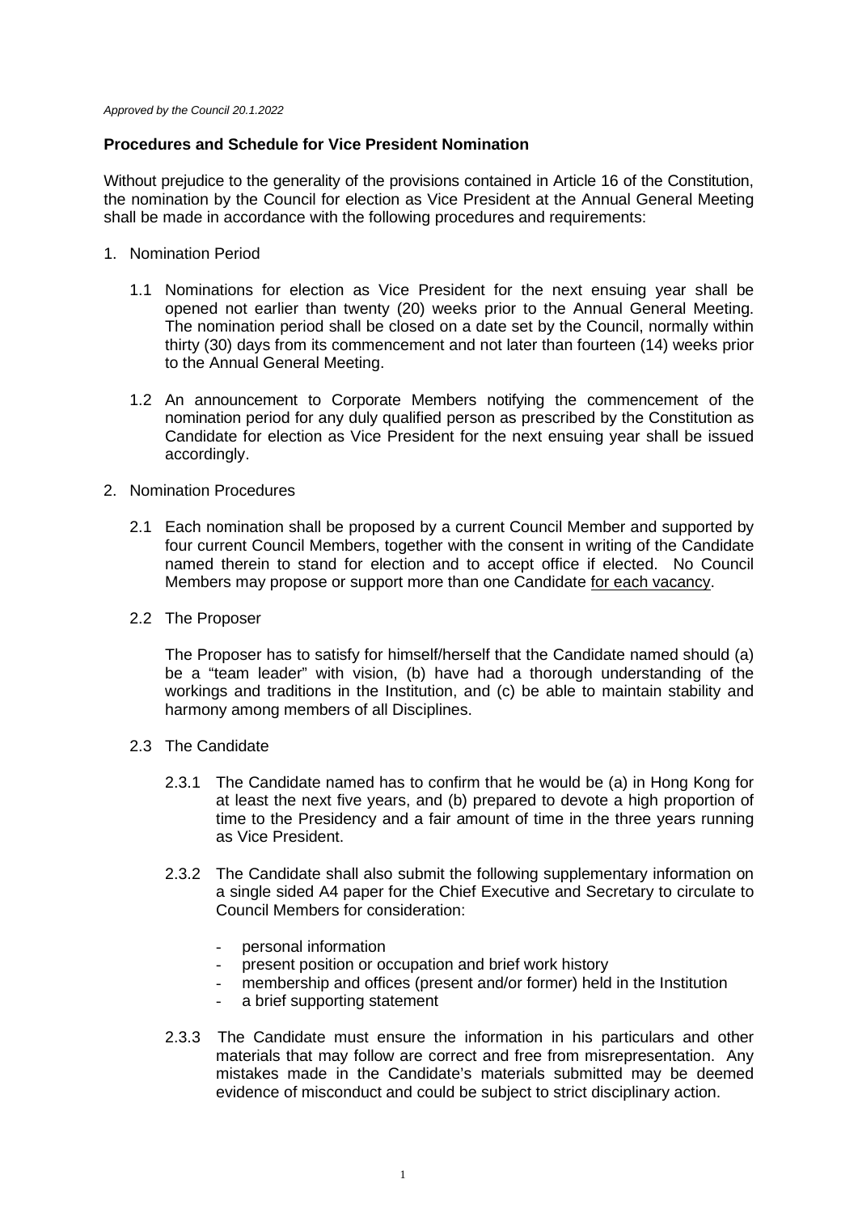*Approved by the Council 20.1.2022*

**Procedures and Schedule for Vice President Nomination**

Without prejudice to the generality of the provisions contained in Article 16 of the Constitution, the nomination by the Council for election as Vice President at the Annual General Meeting shall be made in accordance with the following procedures and requirements:

1. Nomination Period

   1.1 Nominations for election as Vice President for the next ensuing year shall be opened not earlier than twenty (20) weeks prior to the Annual General Meeting. The nomination period shall be closed on a date set by the Council, normally within thirty (30) days from its commencement and not later than fourteen (14) weeks prior to the Annual General Meeting.

   1.2 An announcement to Corporate Members notifying the commencement of the nomination period for any duly qualified person as prescribed by the Constitution as Candidate for election as Vice President for the next ensuing year shall be issued accordingly.

2. Nomination Procedures

   2.1 Each nomination shall be proposed by a current Council Member and supported by four current Council Members, together with the consent in writing of the Candidate named therein to stand for election and to accept office if elected. No Council Members may propose or support more than one Candidate <u>for each vacancy</u>.

   2.2 The Proposer

   The Proposer has to satisfy for himself/herself that the Candidate named should (a) be a "team leader" with vision, (b) have had a thorough understanding of the workings and traditions in the Institution, and (c) be able to maintain stability and harmony among members of all Disciplines.

   2.3 The Candidate

   2.3.1 The Candidate named has to confirm that he would be (a) in Hong Kong for at least the next five years, and (b) prepared to devote a high proportion of time to the Presidency and a fair amount of time in the three years running as Vice President.

   2.3.2 The Candidate shall also submit the following supplementary information on a single sided A4 paper for the Chief Executive and Secretary to circulate to Council Members for consideration:

   - personal information
   - present position or occupation and brief work history
   - membership and offices (present and/or former) held in the Institution
   - a brief supporting statement

   2.3.3 The Candidate must ensure the information in his particulars and other materials that may follow are correct and free from misrepresentation. Any mistakes made in the Candidate's materials submitted may be deemed evidence of misconduct and could be subject to strict disciplinary action.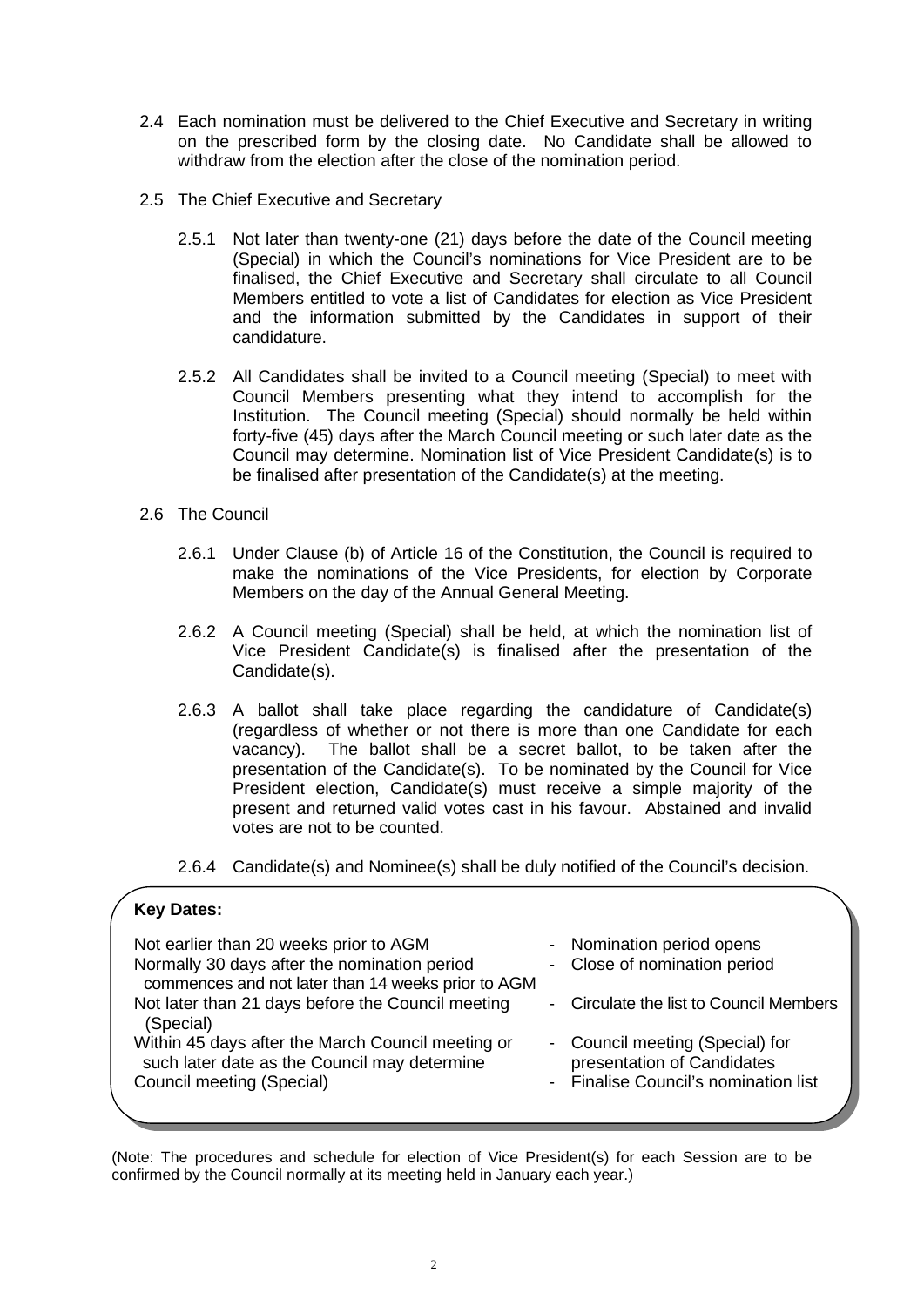2.4 Each nomination must be delivered to the Chief Executive and Secretary in writing on the prescribed form by the closing date. No Candidate shall be allowed to withdraw from the election after the close of the nomination period.

2.5 The Chief Executive and Secretary

2.5.1 Not later than twenty-one (21) days before the date of the Council meeting (Special) in which the Council's nominations for Vice President are to be finalised, the Chief Executive and Secretary shall circulate to all Council Members entitled to vote a list of Candidates for election as Vice President and the information submitted by the Candidates in support of their candidature.

2.5.2 All Candidates shall be invited to a Council meeting (Special) to meet with Council Members presenting what they intend to accomplish for the Institution. The Council meeting (Special) should normally be held within forty-five (45) days after the March Council meeting or such later date as the Council may determine. Nomination list of Vice President Candidate(s) is to be finalised after presentation of the Candidate(s) at the meeting.

2.6 The Council

2.6.1 Under Clause (b) of Article 16 of the Constitution, the Council is required to make the nominations of the Vice Presidents, for election by Corporate Members on the day of the Annual General Meeting.

2.6.2 A Council meeting (Special) shall be held, at which the nomination list of Vice President Candidate(s) is finalised after the presentation of the Candidate(s).

2.6.3 A ballot shall take place regarding the candidature of Candidate(s) (regardless of whether or not there is more than one Candidate for each vacancy). The ballot shall be a secret ballot, to be taken after the presentation of the Candidate(s). To be nominated by the Council for Vice President election, Candidate(s) must receive a simple majority of the present and returned valid votes cast in his favour. Abstained and invalid votes are not to be counted.

2.6.4 Candidate(s) and Nominee(s) shall be duly notified of the Council's decision.

**Key Dates:**

| | |
|---|---|
| Not earlier than 20 weeks prior to AGM | - Nomination period opens |
| Normally 30 days after the nomination period commences and not later than 14 weeks prior to AGM | - Close of nomination period |
| Not later than 21 days before the Council meeting (Special) | - Circulate the list to Council Members |
| Within 45 days after the March Council meeting or such later date as the Council may determine | - Council meeting (Special) for presentation of Candidates |
| Council meeting (Special) | - Finalise Council's nomination list |

(Note: The procedures and schedule for election of Vice President(s) for each Session are to be confirmed by the Council normally at its meeting held in January each year.)